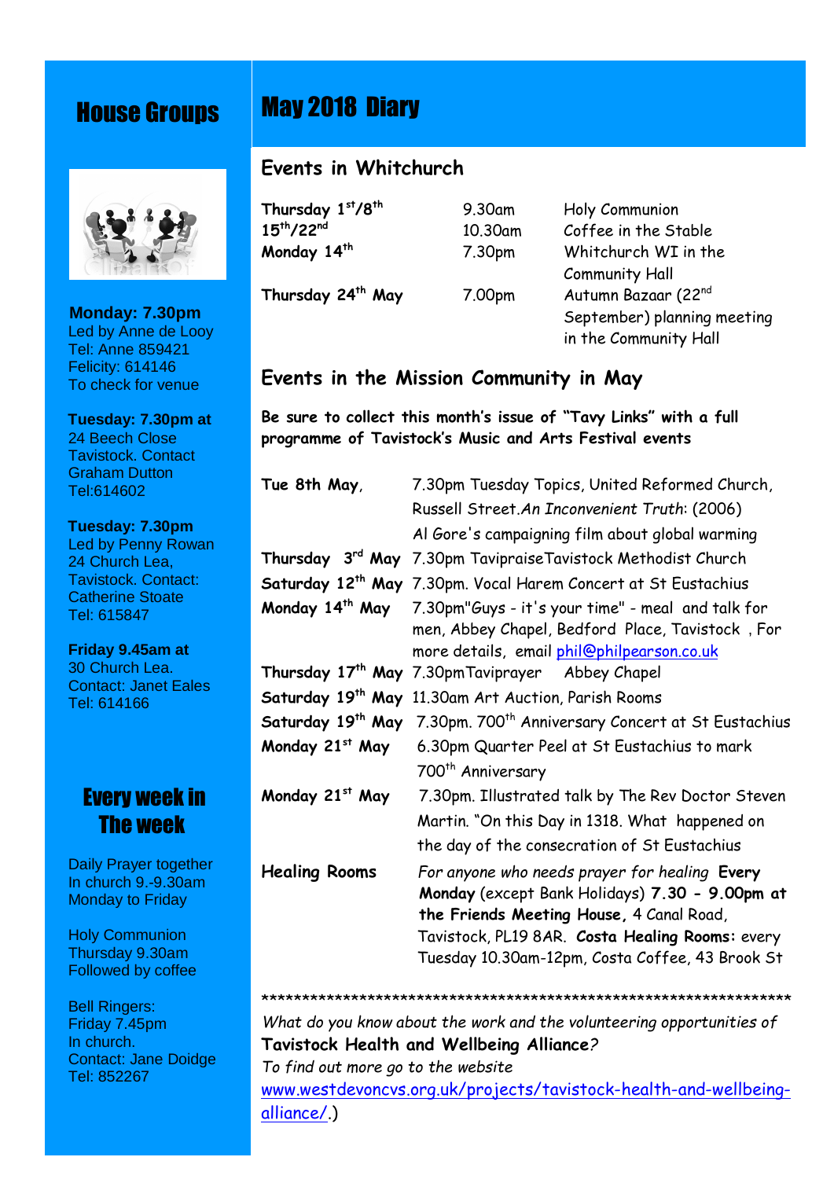# May 2018 Diary

## Events in Whitchurch

| | | |
|---|---|---|
| **Thursday 1st/8th 15th/22nd** | 9.30am | Holy Communion |
| | 10.30am | Coffee in the Stable |
| **Monday 14th** | 7.30pm | Whitchurch WI in the Community Hall |
| **Thursday 24th May** | 7.00pm | Autumn Bazaar (22nd September) planning meeting in the Community Hall |

## Events in the Mission Community in May

**Be sure to collect this month's issue of "Tavy Links" with a full programme of Tavistock's Music and Arts Festival events**

| | |
|---|---|
| **Tue 8th May**, | 7.30pm Tuesday Topics, United Reformed Church, Russell Street.*An Inconvenient Truth*: (2006) Al Gore's campaigning film about global warming |
| **Thursday 3rd May** | 7.30pm TavipraiseTavistock Methodist Church |
| **Saturday 12th May** | 7.30pm. Vocal Harem Concert at St Eustachius |
| **Monday 14th May** | 7.30pm"Guys - it's your time" - meal and talk for men, Abbey Chapel, Bedford Place, Tavistock , For more details, email phil@philpearson.co.uk |
| **Thursday 17th May** | 7.30pmTaviprayer Abbey Chapel |
| **Saturday 19th May** | 11.30am Art Auction, Parish Rooms |
| **Saturday 19th May** | 7.30pm. 700th Anniversary Concert at St Eustachius |
| **Monday 21st May** | 6.30pm Quarter Peel at St Eustachius to mark 700th Anniversary |
| **Monday 21st May** | 7.30pm. Illustrated talk by The Rev Doctor Steven Martin. "On this Day in 1318. What happened on the day of the consecration of St Eustachius |
| **Healing Rooms** | *For anyone who needs prayer for healing* **Every Monday** (except Bank Holidays) **7.30 - 9.00pm at the Friends Meeting House,** 4 Canal Road, Tavistock, PL19 8AR. **Costa Healing Rooms:** every Tuesday 10.30am-12pm, Costa Coffee, 43 Brook St |

**********************************************************************

*What do you know about the work and the volunteering opportunities of* **Tavistock Health and Wellbeing Alliance**?
*To find out more go to the website*
www.westdevoncvs.org.uk/projects/tavistock-health-and-wellbeing-alliance/.)

# House Groups

**Monday: 7.30pm**
Led by Anne de Looy
Tel: Anne 859421
Felicity: 614146
To check for venue

**Tuesday: 7.30pm at**
24 Beech Close
Tavistock. Contact
Graham Dutton
Tel:614602

**Tuesday: 7.30pm**
Led by Penny Rowan
24 Church Lea,
Tavistock. Contact:
Catherine Stoate
Tel: 615847

**Friday 9.45am at**
30 Church Lea.
Contact: Janet Eales
Tel: 614166

# Every week in The week

Daily Prayer together
In church 9.-9.30am
Monday to Friday

Holy Communion
Thursday 9.30am
Followed by coffee

Bell Ringers:
Friday 7.45pm
In church.
Contact: Jane Doidge
Tel: 852267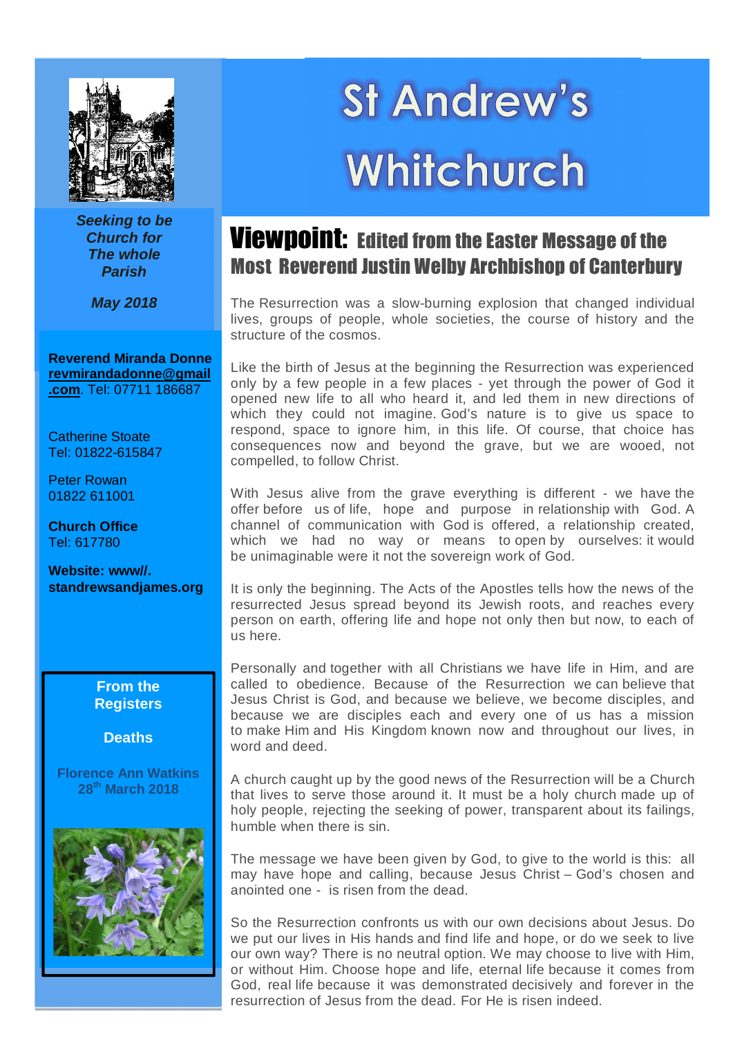# St Andrew's Whitchurch

*Seeking to be Church for The whole Parish*

*May 2018*

**Reverend Miranda Donne**
**revmirandadonne@gmail.com**. Tel: 07711 186687

Catherine Stoate
Tel: 01822-615847

Peter Rowan
01822 611001

**Church Office**
Tel: 617780

**Website: www//. standrewsandjames.org**

**From the Registers**

**Deaths**

**Florence Ann Watkins**
**28th March 2018**

## Viewpoint: Edited from the Easter Message of the Most Reverend Justin Welby Archbishop of Canterbury

The Resurrection was a slow-burning explosion that changed individual lives, groups of people, whole societies, the course of history and the structure of the cosmos.

Like the birth of Jesus at the beginning the Resurrection was experienced only by a few people in a few places - yet through the power of God it opened new life to all who heard it, and led them in new directions of which they could not imagine. God's nature is to give us space to respond, space to ignore him, in this life. Of course, that choice has consequences now and beyond the grave, but we are wooed, not compelled, to follow Christ.

With Jesus alive from the grave everything is different - we have the offer before us of life, hope and purpose in relationship with God. A channel of communication with God is offered, a relationship created, which we had no way or means to open by ourselves: it would be unimaginable were it not the sovereign work of God.

It is only the beginning. The Acts of the Apostles tells how the news of the resurrected Jesus spread beyond its Jewish roots, and reaches every person on earth, offering life and hope not only then but now, to each of us here.

Personally and together with all Christians we have life in Him, and are called to obedience. Because of the Resurrection we can believe that Jesus Christ is God, and because we believe, we become disciples, and because we are disciples each and every one of us has a mission to make Him and His Kingdom known now and throughout our lives, in word and deed.

A church caught up by the good news of the Resurrection will be a Church that lives to serve those around it. It must be a holy church made up of holy people, rejecting the seeking of power, transparent about its failings, humble when there is sin.

The message we have been given by God, to give to the world is this: all may have hope and calling, because Jesus Christ – God's chosen and anointed one - is risen from the dead.

So the Resurrection confronts us with our own decisions about Jesus. Do we put our lives in His hands and find life and hope, or do we seek to live our own way? There is no neutral option. We may choose to live with Him, or without Him. Choose hope and life, eternal life because it comes from God, real life because it was demonstrated decisively and forever in the resurrection of Jesus from the dead. For He is risen indeed.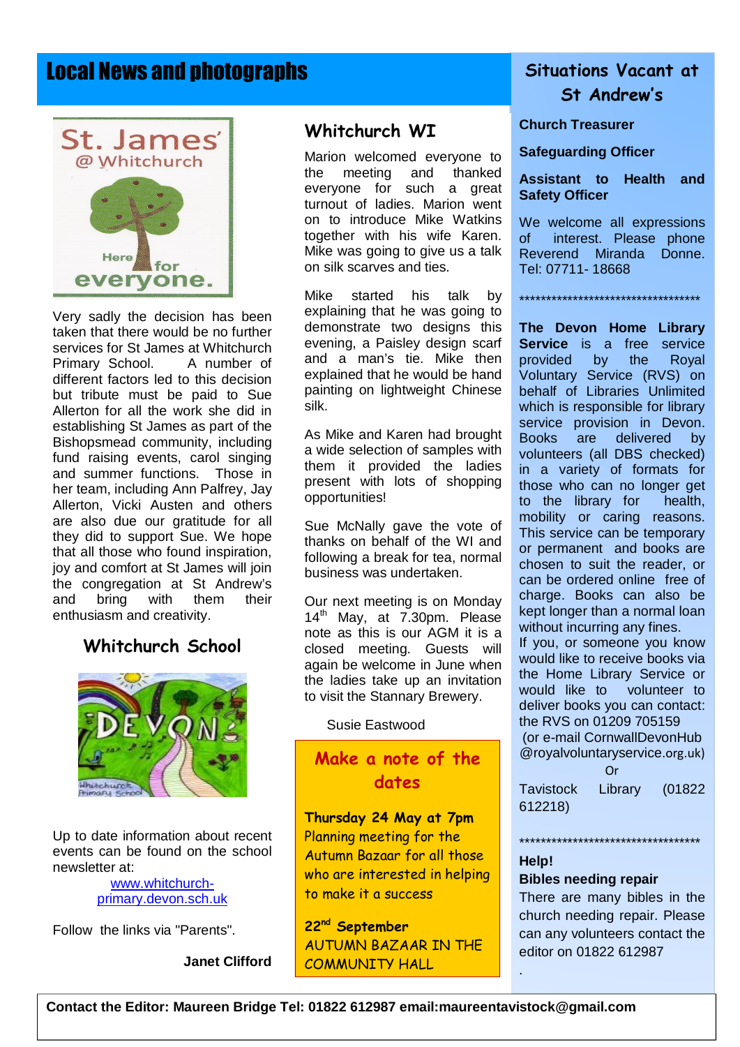# Local News and photographs

Very sadly the decision has been taken that there would be no further services for St James at Whitchurch Primary School. A number of different factors led to this decision but tribute must be paid to Sue Allerton for all the work she did in establishing St James as part of the Bishopsmead community, including fund raising events, carol singing and summer functions. Those in her team, including Ann Palfrey, Jay Allerton, Vicki Austen and others are also due our gratitude for all they did to support Sue. We hope that all those who found inspiration, joy and comfort at St James will join the congregation at St Andrew's and bring with them their enthusiasm and creativity.

## Whitchurch School

Up to date information about recent events can be found on the school newsletter at:

www.whitchurch-primary.devon.sch.uk

Follow the links via "Parents".

**Janet Clifford**

## Whitchurch WI

Marion welcomed everyone to the meeting and thanked everyone for such a great turnout of ladies. Marion went on to introduce Mike Watkins together with his wife Karen. Mike was going to give us a talk on silk scarves and ties.

Mike started his talk by explaining that he was going to demonstrate two designs this evening, a Paisley design scarf and a man's tie. Mike then explained that he would be hand painting on lightweight Chinese silk.

As Mike and Karen had brought a wide selection of samples with them it provided the ladies present with lots of shopping opportunities!

Sue McNally gave the vote of thanks on behalf of the WI and following a break for tea, normal business was undertaken.

Our next meeting is on Monday 14th May, at 7.30pm. Please note as this is our AGM it is a closed meeting. Guests will again be welcome in June when the ladies take up an invitation to visit the Stannary Brewery.

Susie Eastwood

## Make a note of the dates

**Thursday 24 May at 7pm**
Planning meeting for the Autumn Bazaar for all those who are interested in helping to make it a success

**22nd September**
AUTUMN BAZAAR IN THE COMMUNITY HALL

## Situations Vacant at St Andrew's

**Church Treasurer**

**Safeguarding Officer**

**Assistant to Health and Safety Officer**

We welcome all expressions of interest. Please phone Reverend Miranda Donne. Tel: 07711- 18668

\*\*\*\*\*\*\*\*\*\*\*\*\*\*\*\*\*\*\*\*\*\*\*\*\*\*\*\*\*\*\*\*\*\*\*

**The Devon Home Library Service** is a free service provided by the Royal Voluntary Service (RVS) on behalf of Libraries Unlimited which is responsible for library service provision in Devon. Books are delivered by volunteers (all DBS checked) in a variety of formats for those who can no longer get to the library for health, mobility or caring reasons. This service can be temporary or permanent and books are chosen to suit the reader, or can be ordered online free of charge. Books can also be kept longer than a normal loan without incurring any fines.
If you, or someone you know would like to receive books via the Home Library Service or would like to volunteer to deliver books you can contact: the RVS on 01209 705159
(or e-mail CornwallDevonHub @royalvoluntaryservice.org.uk)
Or
Tavistock Library (01822 612218)

\*\*\*\*\*\*\*\*\*\*\*\*\*\*\*\*\*\*\*\*\*\*\*\*\*\*\*\*\*\*\*\*\*\*\*

**Help!**
**Bibles needing repair**
There are many bibles in the church needing repair. Please can any volunteers contact the editor on 01822 612987

**Contact the Editor: Maureen Bridge Tel: 01822 612987 email:maureentavistock@gmail.com**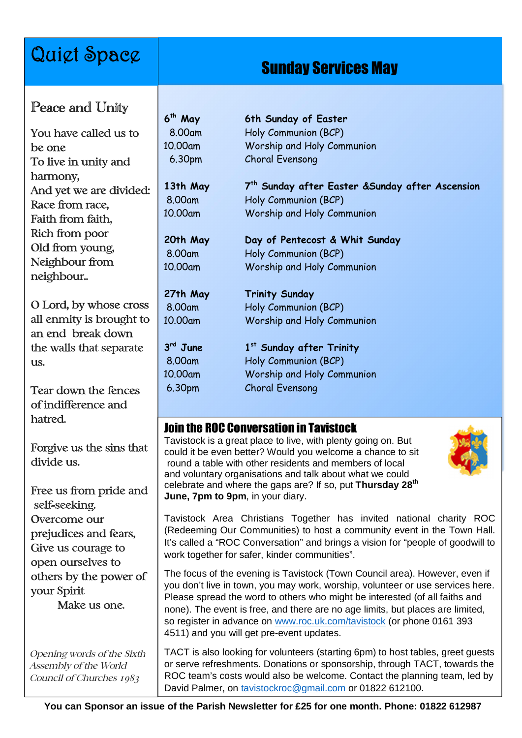# Quiet Space

## Peace and Unity

You have called us to be one
To live in unity and harmony,
And yet we are divided:
Race from race,
Faith from faith,
Rich from poor
Old from young,
Neighbour from neighbour..

O Lord, by whose cross all enmity is brought to an end break down the walls that separate us.

Tear down the fences of indifference and hatred.

Forgive us the sins that divide us.

Free us from pride and self-seeking.
Overcome our prejudices and fears,
Give us courage to open ourselves to others by the power of your Spirit
Make us one.

*Opening words of the Sixth Assembly of the World Council of Churches 1983*

# Sunday Services May

| | |
|---|---|
| **6th May** | **6th Sunday of Easter** |
| 8.00am | Holy Communion (BCP) |
| 10.00am | Worship and Holy Communion |
| 6.30pm | Choral Evensong |
| **13th May** | **7th Sunday after Easter &Sunday after Ascension** |
| 8.00am | Holy Communion (BCP) |
| 10.00am | Worship and Holy Communion |
| **20th May** | **Day of Pentecost & Whit Sunday** |
| 8.00am | Holy Communion (BCP) |
| 10.00am | Worship and Holy Communion |
| **27th May** | **Trinity Sunday** |
| 8.00am | Holy Communion (BCP) |
| 10.00am | Worship and Holy Communion |
| **3rd June** | **1st Sunday after Trinity** |
| 8.00am | Holy Communion (BCP) |
| 10.00am | Worship and Holy Communion |
| 6.30pm | Choral Evensong |

## Join the ROC Conversation in Tavistock

Tavistock is a great place to live, with plenty going on. But could it be even better? Would you welcome a chance to sit round a table with other residents and members of local and voluntary organisations and talk about what we could celebrate and where the gaps are? If so, put **Thursday 28th June, 7pm to 9pm**, in your diary.

Tavistock Area Christians Together has invited national charity ROC (Redeeming Our Communities) to host a community event in the Town Hall. It's called a "ROC Conversation" and brings a vision for "people of goodwill to work together for safer, kinder communities".

The focus of the evening is Tavistock (Town Council area). However, even if you don't live in town, you may work, worship, volunteer or use services here. Please spread the word to others who might be interested (of all faiths and none). The event is free, and there are no age limits, but places are limited, so register in advance on www.roc.uk.com/tavistock (or phone 0161 393 4511) and you will get pre-event updates.

TACT is also looking for volunteers (starting 6pm) to host tables, greet guests or serve refreshments. Donations or sponsorship, through TACT, towards the ROC team's costs would also be welcome. Contact the planning team, led by David Palmer, on tavistockroc@gmail.com or 01822 612100.

**You can Sponsor an issue of the Parish Newsletter for £25 for one month. Phone: 01822 612987**